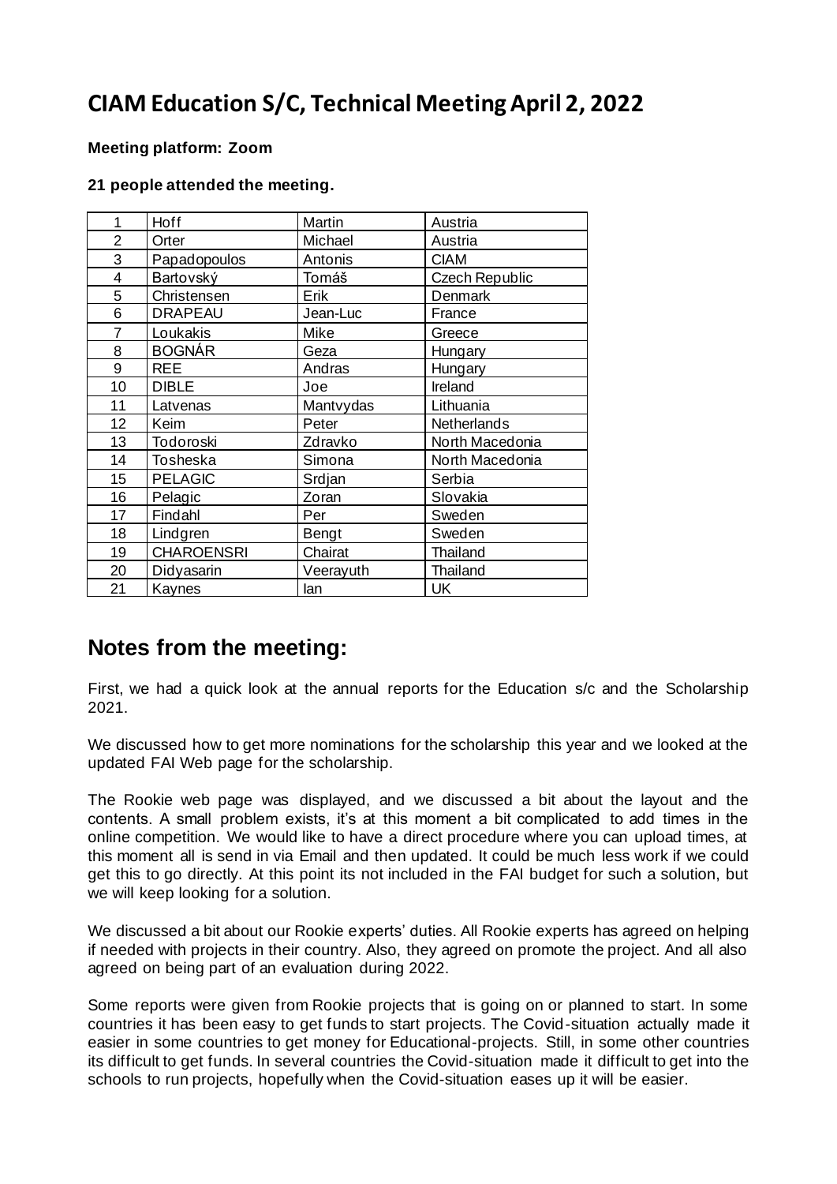# CIAM Education S/C, Technical Meeting April 2, 2022

**Meeting platform: Zoom**

**21 people attended the meeting.**

| | | | |
|---|---|---|---|
| 1 | Hoff | Martin | Austria |
| 2 | Orter | Michael | Austria |
| 3 | Papadopoulos | Antonis | CIAM |
| 4 | Bartovský | Tomáš | Czech Republic |
| 5 | Christensen | Erik | Denmark |
| 6 | DRAPEAU | Jean-Luc | France |
| 7 | Loukakis | Mike | Greece |
| 8 | BOGNÁR | Geza | Hungary |
| 9 | REE | Andras | Hungary |
| 10 | DIBLE | Joe | Ireland |
| 11 | Latvenas | Mantvydas | Lithuania |
| 12 | Keim | Peter | Netherlands |
| 13 | Todoroski | Zdravko | North Macedonia |
| 14 | Tosheska | Simona | North Macedonia |
| 15 | PELAGIC | Srdjan | Serbia |
| 16 | Pelagic | Zoran | Slovakia |
| 17 | Findahl | Per | Sweden |
| 18 | Lindgren | Bengt | Sweden |
| 19 | CHAROENSRI | Chairat | Thailand |
| 20 | Didyasarin | Veerayuth | Thailand |
| 21 | Kaynes | Ian | UK |

## Notes from the meeting:

First, we had a quick look at the annual reports for the Education s/c and the Scholarship 2021.

We discussed how to get more nominations for the scholarship this year and we looked at the updated FAI Web page for the scholarship.

The Rookie web page was displayed, and we discussed a bit about the layout and the contents. A small problem exists, it's at this moment a bit complicated to add times in the online competition. We would like to have a direct procedure where you can upload times, at this moment all is send in via Email and then updated. It could be much less work if we could get this to go directly. At this point its not included in the FAI budget for such a solution, but we will keep looking for a solution.

We discussed a bit about our Rookie experts' duties. All Rookie experts has agreed on helping if needed with projects in their country. Also, they agreed on promote the project. And all also agreed on being part of an evaluation during 2022.

Some reports were given from Rookie projects that is going on or planned to start. In some countries it has been easy to get funds to start projects. The Covid-situation actually made it easier in some countries to get money for Educational-projects. Still, in some other countries its difficult to get funds. In several countries the Covid-situation made it difficult to get into the schools to run projects, hopefully when the Covid-situation eases up it will be easier.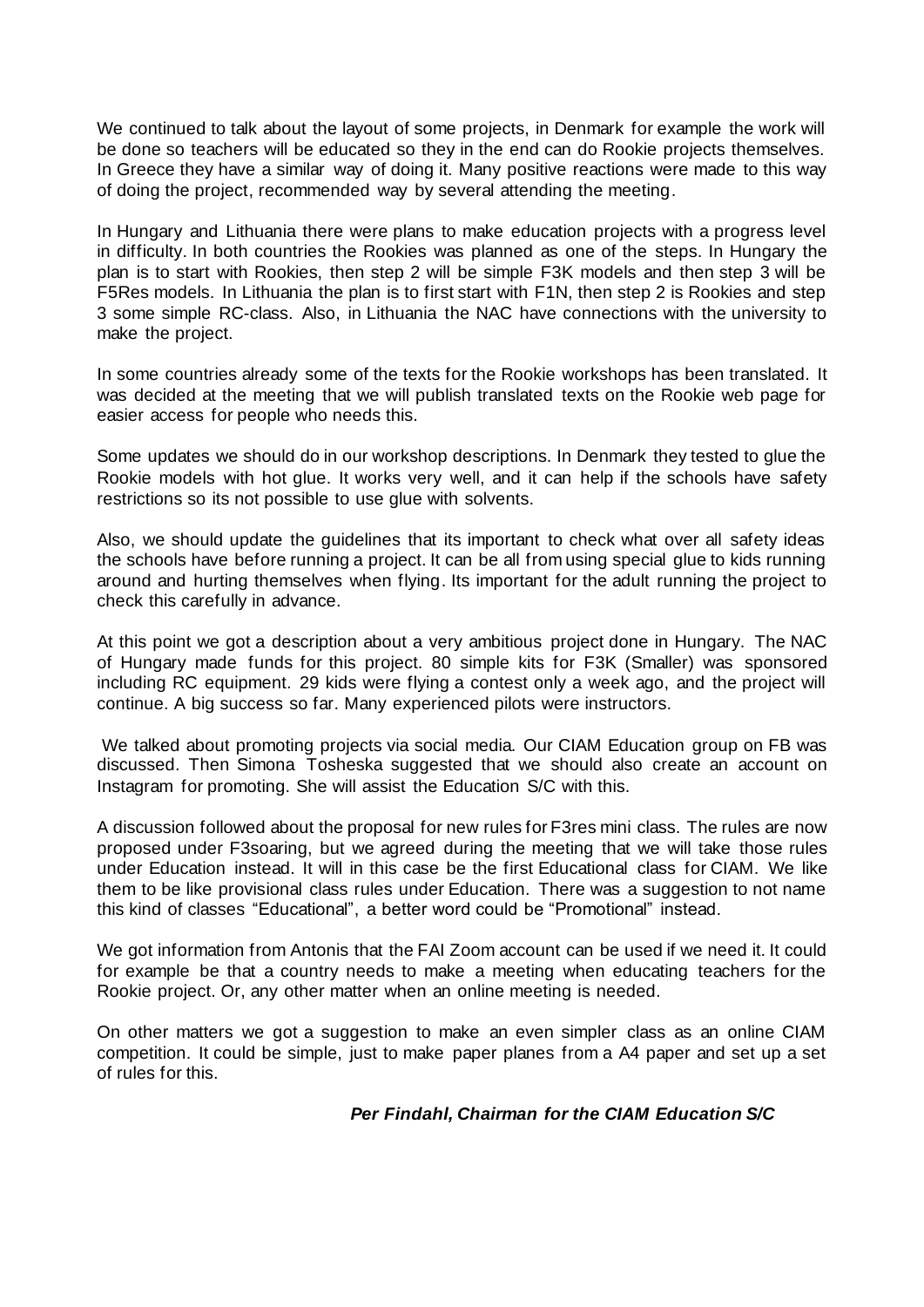We continued to talk about the layout of some projects, in Denmark for example the work will be done so teachers will be educated so they in the end can do Rookie projects themselves. In Greece they have a similar way of doing it. Many positive reactions were made to this way of doing the project, recommended way by several attending the meeting.

In Hungary and Lithuania there were plans to make education projects with a progress level in difficulty. In both countries the Rookies was planned as one of the steps. In Hungary the plan is to start with Rookies, then step 2 will be simple F3K models and then step 3 will be F5Res models. In Lithuania the plan is to first start with F1N, then step 2 is Rookies and step 3 some simple RC-class. Also, in Lithuania the NAC have connections with the university to make the project.

In some countries already some of the texts for the Rookie workshops has been translated. It was decided at the meeting that we will publish translated texts on the Rookie web page for easier access for people who needs this.

Some updates we should do in our workshop descriptions. In Denmark they tested to glue the Rookie models with hot glue. It works very well, and it can help if the schools have safety restrictions so its not possible to use glue with solvents.

Also, we should update the guidelines that its important to check what over all safety ideas the schools have before running a project. It can be all from using special glue to kids running around and hurting themselves when flying. Its important for the adult running the project to check this carefully in advance.

At this point we got a description about a very ambitious project done in Hungary. The NAC of Hungary made funds for this project. 80 simple kits for F3K (Smaller) was sponsored including RC equipment. 29 kids were flying a contest only a week ago, and the project will continue. A big success so far. Many experienced pilots were instructors.

We talked about promoting projects via social media. Our CIAM Education group on FB was discussed. Then Simona Tosheska suggested that we should also create an account on Instagram for promoting. She will assist the Education S/C with this.

A discussion followed about the proposal for new rules for F3res mini class. The rules are now proposed under F3soaring, but we agreed during the meeting that we will take those rules under Education instead. It will in this case be the first Educational class for CIAM. We like them to be like provisional class rules under Education. There was a suggestion to not name this kind of classes "Educational", a better word could be "Promotional" instead.

We got information from Antonis that the FAI Zoom account can be used if we need it. It could for example be that a country needs to make a meeting when educating teachers for the Rookie project. Or, any other matter when an online meeting is needed.

On other matters we got a suggestion to make an even simpler class as an online CIAM competition. It could be simple, just to make paper planes from a A4 paper and set up a set of rules for this.

***Per Findahl, Chairman for the CIAM Education S/C***